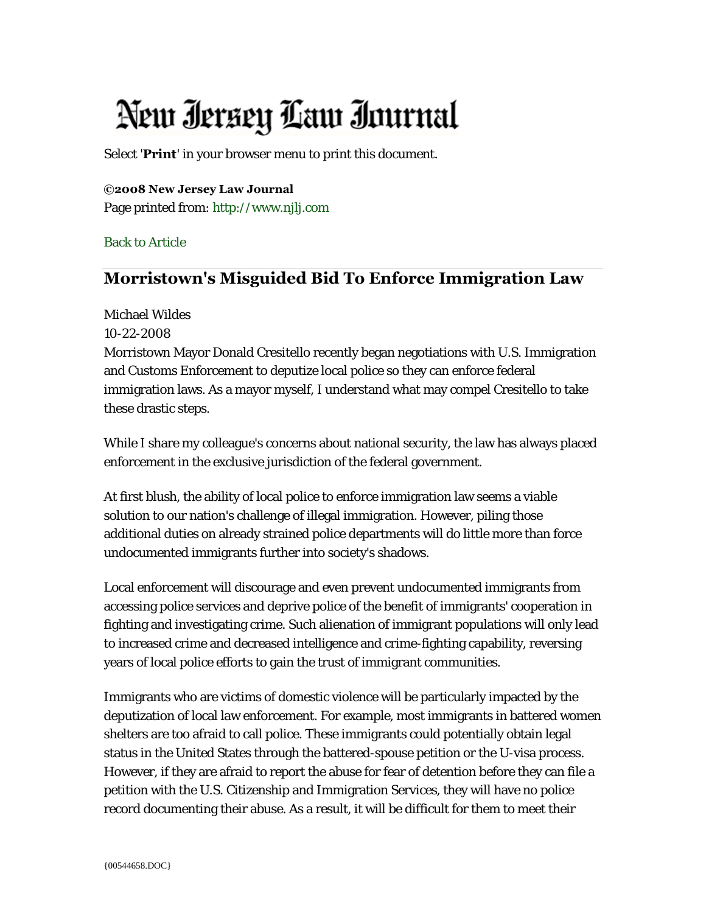# New Jersey Law Journal

Select '**Print**' in your browser menu to print this document.

**©2008 New Jersey Law Journal**
Page printed from: http://www.njlj.com

Back to Article

## Morristown's Misguided Bid To Enforce Immigration Law

Michael Wildes
10-22-2008

Morristown Mayor Donald Cresitello recently began negotiations with U.S. Immigration and Customs Enforcement to deputize local police so they can enforce federal immigration laws. As a mayor myself, I understand what may compel Cresitello to take these drastic steps.

While I share my colleague's concerns about national security, the law has always placed enforcement in the exclusive jurisdiction of the federal government.

At first blush, the ability of local police to enforce immigration law seems a viable solution to our nation's challenge of illegal immigration. However, piling those additional duties on already strained police departments will do little more than force undocumented immigrants further into society's shadows.

Local enforcement will discourage and even prevent undocumented immigrants from accessing police services and deprive police of the benefit of immigrants' cooperation in fighting and investigating crime. Such alienation of immigrant populations will only lead to increased crime and decreased intelligence and crime-fighting capability, reversing years of local police efforts to gain the trust of immigrant communities.

Immigrants who are victims of domestic violence will be particularly impacted by the deputization of local law enforcement. For example, most immigrants in battered women shelters are too afraid to call police. These immigrants could potentially obtain legal status in the United States through the battered-spouse petition or the U-visa process. However, if they are afraid to report the abuse for fear of detention before they can file a petition with the U.S. Citizenship and Immigration Services, they will have no police record documenting their abuse. As a result, it will be difficult for them to meet their

{00544658.DOC}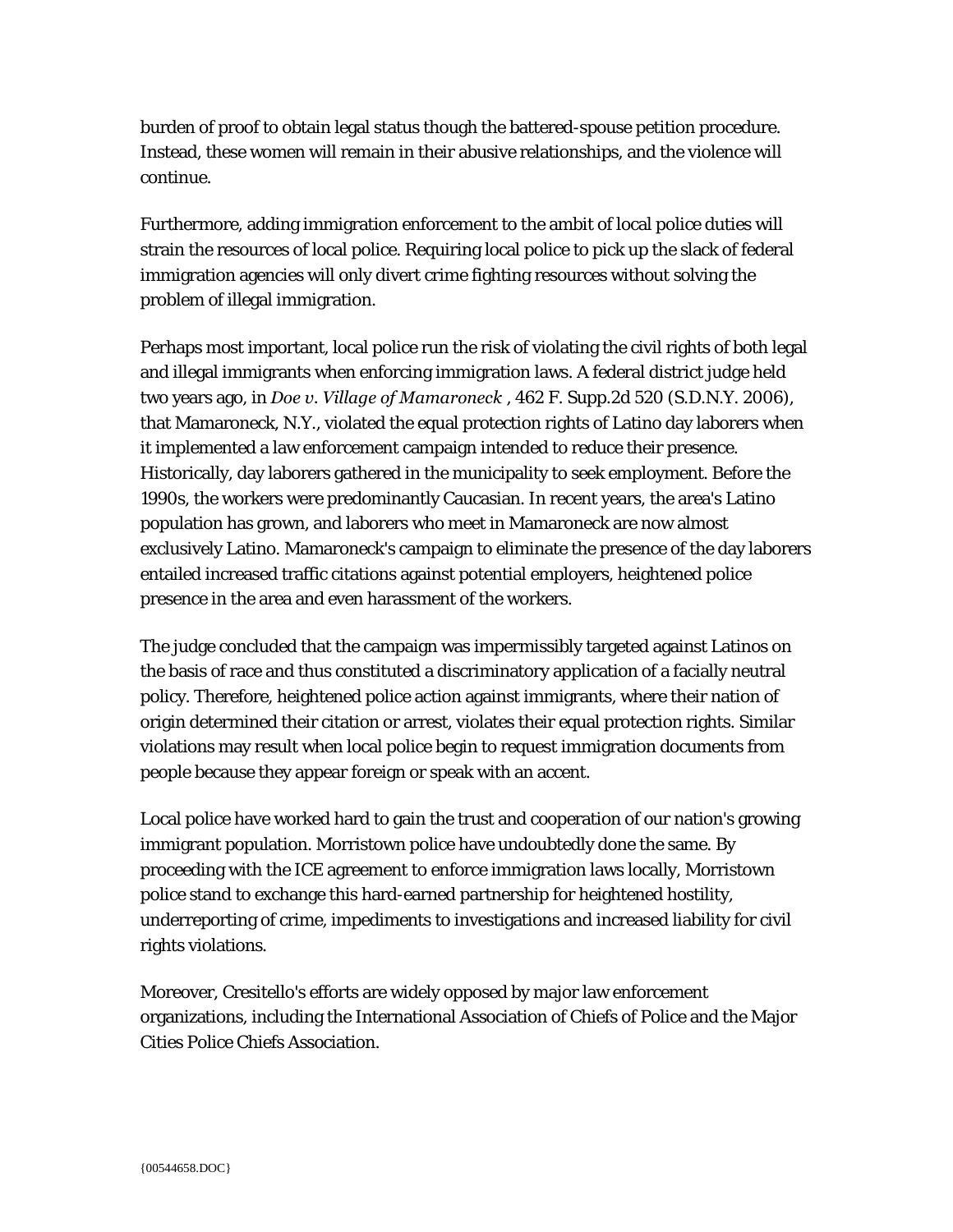burden of proof to obtain legal status though the battered-spouse petition procedure. Instead, these women will remain in their abusive relationships, and the violence will continue.

Furthermore, adding immigration enforcement to the ambit of local police duties will strain the resources of local police. Requiring local police to pick up the slack of federal immigration agencies will only divert crime fighting resources without solving the problem of illegal immigration.

Perhaps most important, local police run the risk of violating the civil rights of both legal and illegal immigrants when enforcing immigration laws. A federal district judge held two years ago, in *Doe v. Village of Mamaroneck* , 462 F. Supp.2d 520 (S.D.N.Y. 2006), that Mamaroneck, N.Y., violated the equal protection rights of Latino day laborers when it implemented a law enforcement campaign intended to reduce their presence. Historically, day laborers gathered in the municipality to seek employment. Before the 1990s, the workers were predominantly Caucasian. In recent years, the area's Latino population has grown, and laborers who meet in Mamaroneck are now almost exclusively Latino. Mamaroneck's campaign to eliminate the presence of the day laborers entailed increased traffic citations against potential employers, heightened police presence in the area and even harassment of the workers.

The judge concluded that the campaign was impermissibly targeted against Latinos on the basis of race and thus constituted a discriminatory application of a facially neutral policy. Therefore, heightened police action against immigrants, where their nation of origin determined their citation or arrest, violates their equal protection rights. Similar violations may result when local police begin to request immigration documents from people because they appear foreign or speak with an accent.

Local police have worked hard to gain the trust and cooperation of our nation's growing immigrant population. Morristown police have undoubtedly done the same. By proceeding with the ICE agreement to enforce immigration laws locally, Morristown police stand to exchange this hard-earned partnership for heightened hostility, underreporting of crime, impediments to investigations and increased liability for civil rights violations.

Moreover, Cresitello's efforts are widely opposed by major law enforcement organizations, including the International Association of Chiefs of Police and the Major Cities Police Chiefs Association.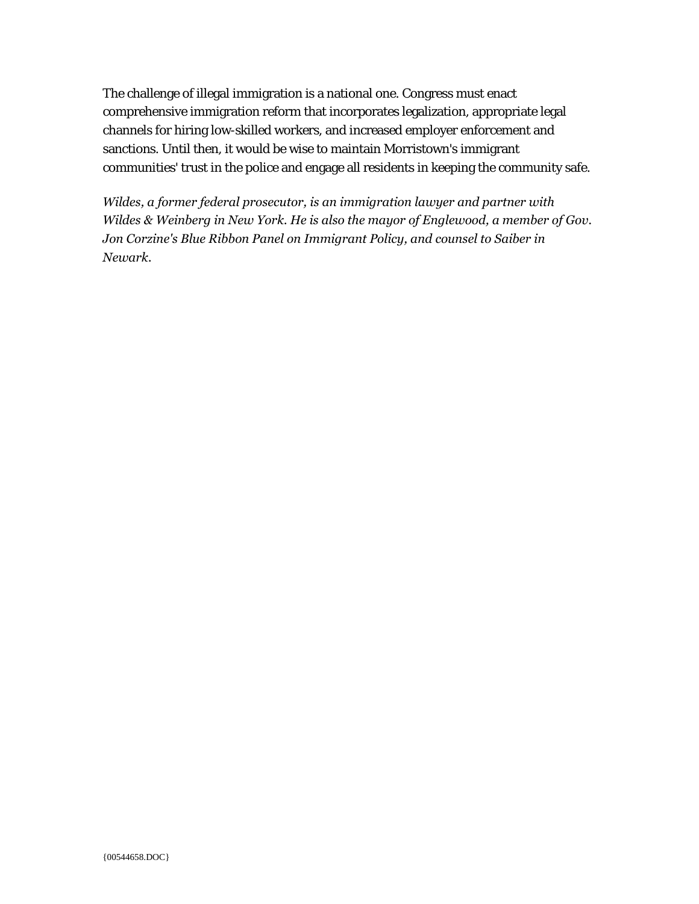The challenge of illegal immigration is a national one. Congress must enact comprehensive immigration reform that incorporates legalization, appropriate legal channels for hiring low-skilled workers, and increased employer enforcement and sanctions. Until then, it would be wise to maintain Morristown's immigrant communities' trust in the police and engage all residents in keeping the community safe.

*Wildes, a former federal prosecutor, is an immigration lawyer and partner with Wildes & Weinberg in New York. He is also the mayor of Englewood, a member of Gov. Jon Corzine's Blue Ribbon Panel on Immigrant Policy, and counsel to Saiber in Newark.*